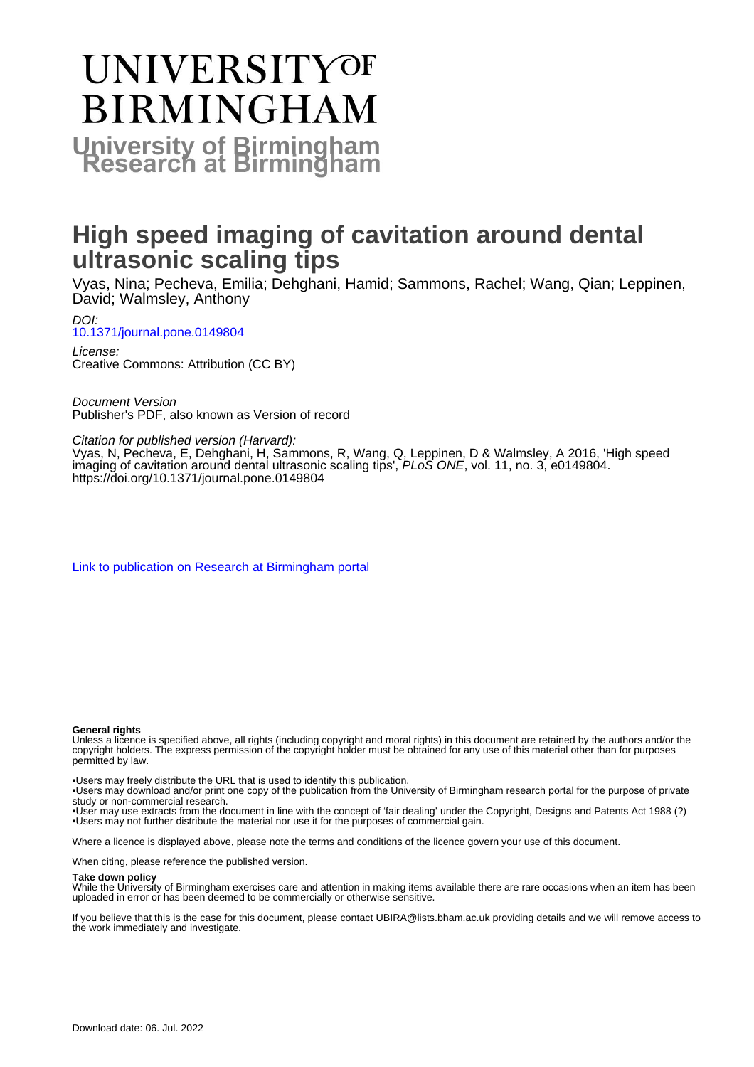# UNIVERSITY OF BIRMINGHAM

**University of Birmingham Research at Birmingham**

# High speed imaging of cavitation around dental ultrasonic scaling tips

Vyas, Nina; Pecheva, Emilia; Dehghani, Hamid; Sammons, Rachel; Wang, Qian; Leppinen, David; Walmsley, Anthony

*DOI:*
10.1371/journal.pone.0149804

*License:*
Creative Commons: Attribution (CC BY)

*Document Version*
Publisher's PDF, also known as Version of record

*Citation for published version (Harvard):*
Vyas, N, Pecheva, E, Dehghani, H, Sammons, R, Wang, Q, Leppinen, D & Walmsley, A 2016, 'High speed imaging of cavitation around dental ultrasonic scaling tips', *PLoS ONE*, vol. 11, no. 3, e0149804. https://doi.org/10.1371/journal.pone.0149804

Link to publication on Research at Birmingham portal

**General rights**
Unless a licence is specified above, all rights (including copyright and moral rights) in this document are retained by the authors and/or the copyright holders. The express permission of the copyright holder must be obtained for any use of this material other than for purposes permitted by law.

•Users may freely distribute the URL that is used to identify this publication.
•Users may download and/or print one copy of the publication from the University of Birmingham research portal for the purpose of private study or non-commercial research.
•User may use extracts from the document in line with the concept of 'fair dealing' under the Copyright, Designs and Patents Act 1988 (?)
•Users may not further distribute the material nor use it for the purposes of commercial gain.

Where a licence is displayed above, please note the terms and conditions of the licence govern your use of this document.

When citing, please reference the published version.

**Take down policy**
While the University of Birmingham exercises care and attention in making items available there are rare occasions when an item has been uploaded in error or has been deemed to be commercially or otherwise sensitive.

If you believe that this is the case for this document, please contact UBIRA@lists.bham.ac.uk providing details and we will remove access to the work immediately and investigate.

Download date: 06. Jul. 2022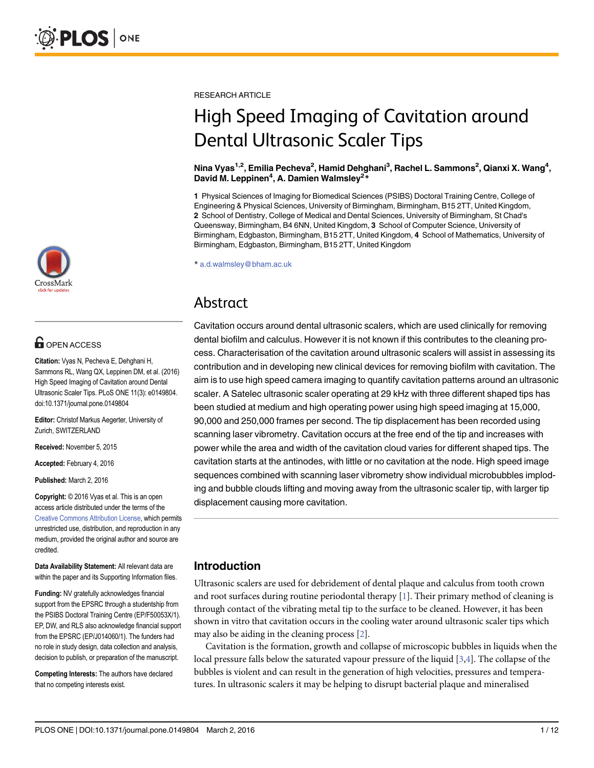RESEARCH ARTICLE

# High Speed Imaging of Cavitation around Dental Ultrasonic Scaler Tips

**Nina Vyas[1,2], Emilia Pecheva[2], Hamid Dehghani[3], Rachel L. Sammons[2], Qianxi X. Wang[4], David M. Leppinen[4], A. Damien Walmsley[2]***

**1** Physical Sciences of Imaging for Biomedical Sciences (PSIBS) Doctoral Training Centre, College of Engineering & Physical Sciences, University of Birmingham, Birmingham, B15 2TT, United Kingdom, **2** School of Dentistry, College of Medical and Dental Sciences, University of Birmingham, St Chad's Queensway, Birmingham, B4 6NN, United Kingdom, **3** School of Computer Science, University of Birmingham, Edgbaston, Birmingham, B15 2TT, United Kingdom, **4** School of Mathematics, University of Birmingham, Edgbaston, Birmingham, B15 2TT, United Kingdom

* a.d.walmsley@bham.ac.uk

OPEN ACCESS

**Citation:** Vyas N, Pecheva E, Dehghani H, Sammons RL, Wang QX, Leppinen DM, et al. (2016) High Speed Imaging of Cavitation around Dental Ultrasonic Scaler Tips. PLoS ONE 11(3): e0149804. doi:10.1371/journal.pone.0149804

**Editor:** Christof Markus Aegerter, University of Zurich, SWITZERLAND

**Received:** November 5, 2015

**Accepted:** February 4, 2016

**Published:** March 2, 2016

**Copyright:** © 2016 Vyas et al. This is an open access article distributed under the terms of the Creative Commons Attribution License, which permits unrestricted use, distribution, and reproduction in any medium, provided the original author and source are credited.

**Data Availability Statement:** All relevant data are within the paper and its Supporting Information files.

**Funding:** NV gratefully acknowledges financial support from the EPSRC through a studentship from the PSIBS Doctoral Training Centre (EP/F50053X/1). EP, DW, and RLS also acknowledge financial support from the EPSRC (EP/J014060/1). The funders had no role in study design, data collection and analysis, decision to publish, or preparation of the manuscript.

**Competing Interests:** The authors have declared that no competing interests exist.

## Abstract

Cavitation occurs around dental ultrasonic scalers, which are used clinically for removing dental biofilm and calculus. However it is not known if this contributes to the cleaning process. Characterisation of the cavitation around ultrasonic scalers will assist in assessing its contribution and in developing new clinical devices for removing biofilm with cavitation. The aim is to use high speed camera imaging to quantify cavitation patterns around an ultrasonic scaler. A Satelec ultrasonic scaler operating at 29 kHz with three different shaped tips has been studied at medium and high operating power using high speed imaging at 15,000, 90,000 and 250,000 frames per second. The tip displacement has been recorded using scanning laser vibrometry. Cavitation occurs at the free end of the tip and increases with power while the area and width of the cavitation cloud varies for different shaped tips. The cavitation starts at the antinodes, with little or no cavitation at the node. High speed image sequences combined with scanning laser vibrometry show individual microbubbles imploding and bubble clouds lifting and moving away from the ultrasonic scaler tip, with larger tip displacement causing more cavitation.

## Introduction

Ultrasonic scalers are used for debridement of dental plaque and calculus from tooth crown and root surfaces during routine periodontal therapy [1]. Their primary method of cleaning is through contact of the vibrating metal tip to the surface to be cleaned. However, it has been shown in vitro that cavitation occurs in the cooling water around ultrasonic scaler tips which may also be aiding in the cleaning process [2].

Cavitation is the formation, growth and collapse of microscopic bubbles in liquids when the local pressure falls below the saturated vapour pressure of the liquid [3,4]. The collapse of the bubbles is violent and can result in the generation of high velocities, pressures and temperatures. In ultrasonic scalers it may be helping to disrupt bacterial plaque and mineralised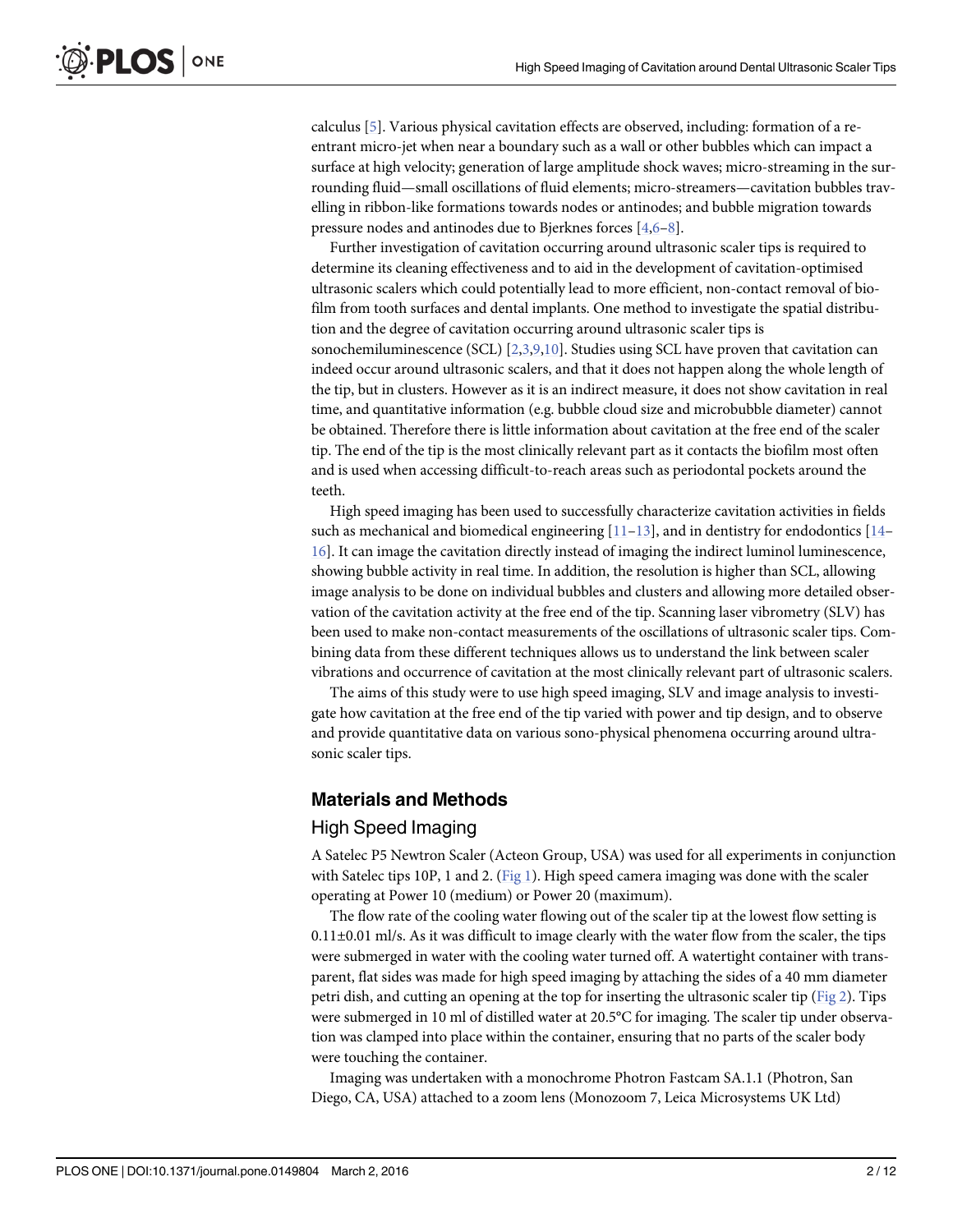calculus [5]. Various physical cavitation effects are observed, including: formation of a re-entrant micro-jet when near a boundary such as a wall or other bubbles which can impact a surface at high velocity; generation of large amplitude shock waves; micro-streaming in the surrounding fluid—small oscillations of fluid elements; micro-streamers—cavitation bubbles travelling in ribbon-like formations towards nodes or antinodes; and bubble migration towards pressure nodes and antinodes due to Bjerknes forces [4,6–8].

Further investigation of cavitation occurring around ultrasonic scaler tips is required to determine its cleaning effectiveness and to aid in the development of cavitation-optimised ultrasonic scalers which could potentially lead to more efficient, non-contact removal of biofilm from tooth surfaces and dental implants. One method to investigate the spatial distribution and the degree of cavitation occurring around ultrasonic scaler tips is sonochemiluminescence (SCL) [2,3,9,10]. Studies using SCL have proven that cavitation can indeed occur around ultrasonic scalers, and that it does not happen along the whole length of the tip, but in clusters. However as it is an indirect measure, it does not show cavitation in real time, and quantitative information (e.g. bubble cloud size and microbubble diameter) cannot be obtained. Therefore there is little information about cavitation at the free end of the scaler tip. The end of the tip is the most clinically relevant part as it contacts the biofilm most often and is used when accessing difficult-to-reach areas such as periodontal pockets around the teeth.

High speed imaging has been used to successfully characterize cavitation activities in fields such as mechanical and biomedical engineering [11–13], and in dentistry for endodontics [14–16]. It can image the cavitation directly instead of imaging the indirect luminol luminescence, showing bubble activity in real time. In addition, the resolution is higher than SCL, allowing image analysis to be done on individual bubbles and clusters and allowing more detailed observation of the cavitation activity at the free end of the tip. Scanning laser vibrometry (SLV) has been used to make non-contact measurements of the oscillations of ultrasonic scaler tips. Combining data from these different techniques allows us to understand the link between scaler vibrations and occurrence of cavitation at the most clinically relevant part of ultrasonic scalers.

The aims of this study were to use high speed imaging, SLV and image analysis to investigate how cavitation at the free end of the tip varied with power and tip design, and to observe and provide quantitative data on various sono-physical phenomena occurring around ultrasonic scaler tips.

## Materials and Methods

### High Speed Imaging

A Satelec P5 Newtron Scaler (Acteon Group, USA) was used for all experiments in conjunction with Satelec tips 10P, 1 and 2. (Fig 1). High speed camera imaging was done with the scaler operating at Power 10 (medium) or Power 20 (maximum).

The flow rate of the cooling water flowing out of the scaler tip at the lowest flow setting is 0.11±0.01 ml/s. As it was difficult to image clearly with the water flow from the scaler, the tips were submerged in water with the cooling water turned off. A watertight container with transparent, flat sides was made for high speed imaging by attaching the sides of a 40 mm diameter petri dish, and cutting an opening at the top for inserting the ultrasonic scaler tip (Fig 2). Tips were submerged in 10 ml of distilled water at 20.5°C for imaging. The scaler tip under observation was clamped into place within the container, ensuring that no parts of the scaler body were touching the container.

Imaging was undertaken with a monochrome Photron Fastcam SA.1.1 (Photron, San Diego, CA, USA) attached to a zoom lens (Monozoom 7, Leica Microsystems UK Ltd)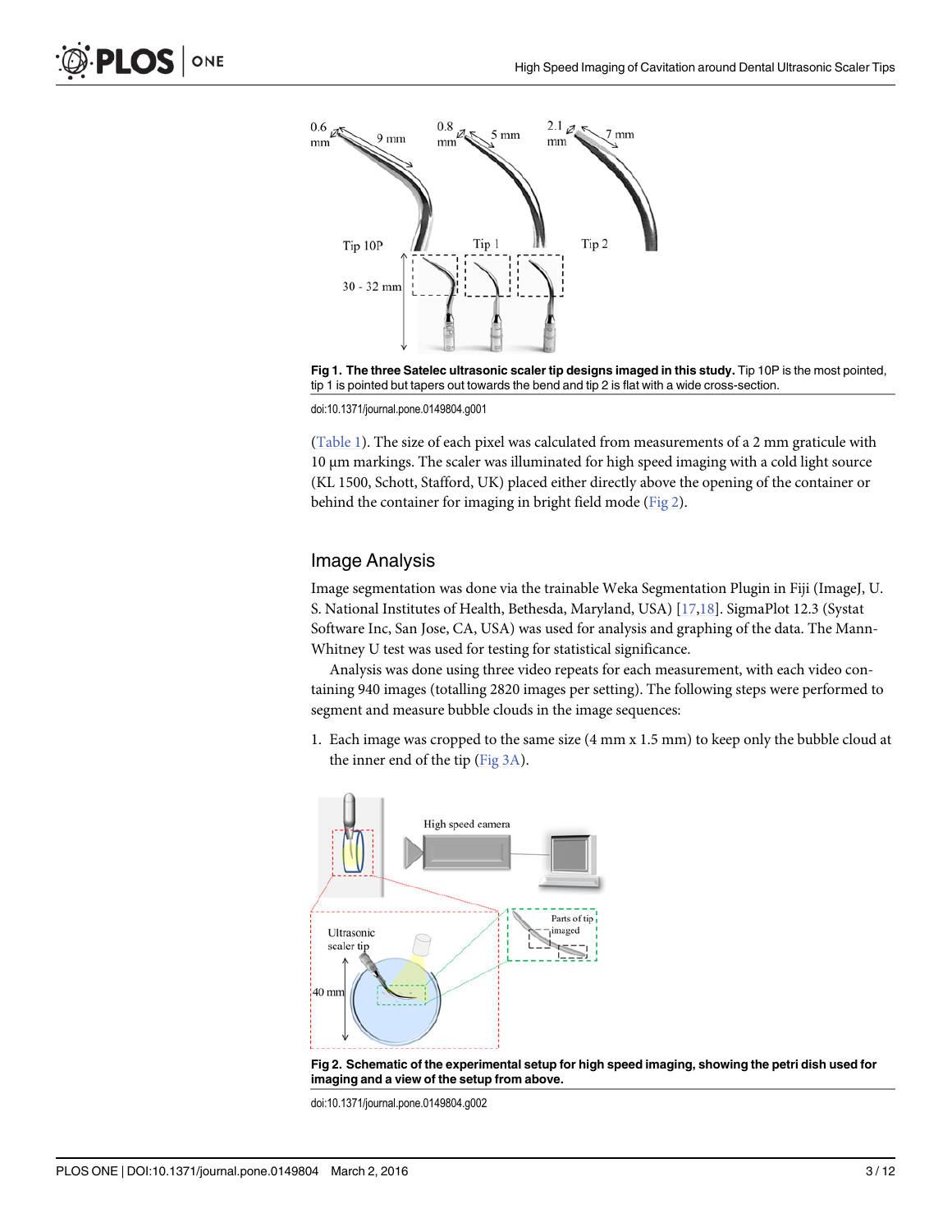Fig 1. The three Satelec ultrasonic scaler tip designs imaged in this study. Tip 10P is the most pointed, tip 1 is pointed but tapers out towards the bend and tip 2 is flat with a wide cross-section.

doi:10.1371/journal.pone.0149804.g001

(Table 1). The size of each pixel was calculated from measurements of a 2 mm graticule with 10 μm markings. The scaler was illuminated for high speed imaging with a cold light source (KL 1500, Schott, Stafford, UK) placed either directly above the opening of the container or behind the container for imaging in bright field mode (Fig 2).

## Image Analysis

Image segmentation was done via the trainable Weka Segmentation Plugin in Fiji (ImageJ, U. S. National Institutes of Health, Bethesda, Maryland, USA) [17,18]. SigmaPlot 12.3 (Systat Software Inc, San Jose, CA, USA) was used for analysis and graphing of the data. The Mann-Whitney U test was used for testing for statistical significance.

Analysis was done using three video repeats for each measurement, with each video containing 940 images (totalling 2820 images per setting). The following steps were performed to segment and measure bubble clouds in the image sequences:

1. Each image was cropped to the same size (4 mm x 1.5 mm) to keep only the bubble cloud at the inner end of the tip (Fig 3A).

Fig 2. Schematic of the experimental setup for high speed imaging, showing the petri dish used for imaging and a view of the setup from above.

doi:10.1371/journal.pone.0149804.g002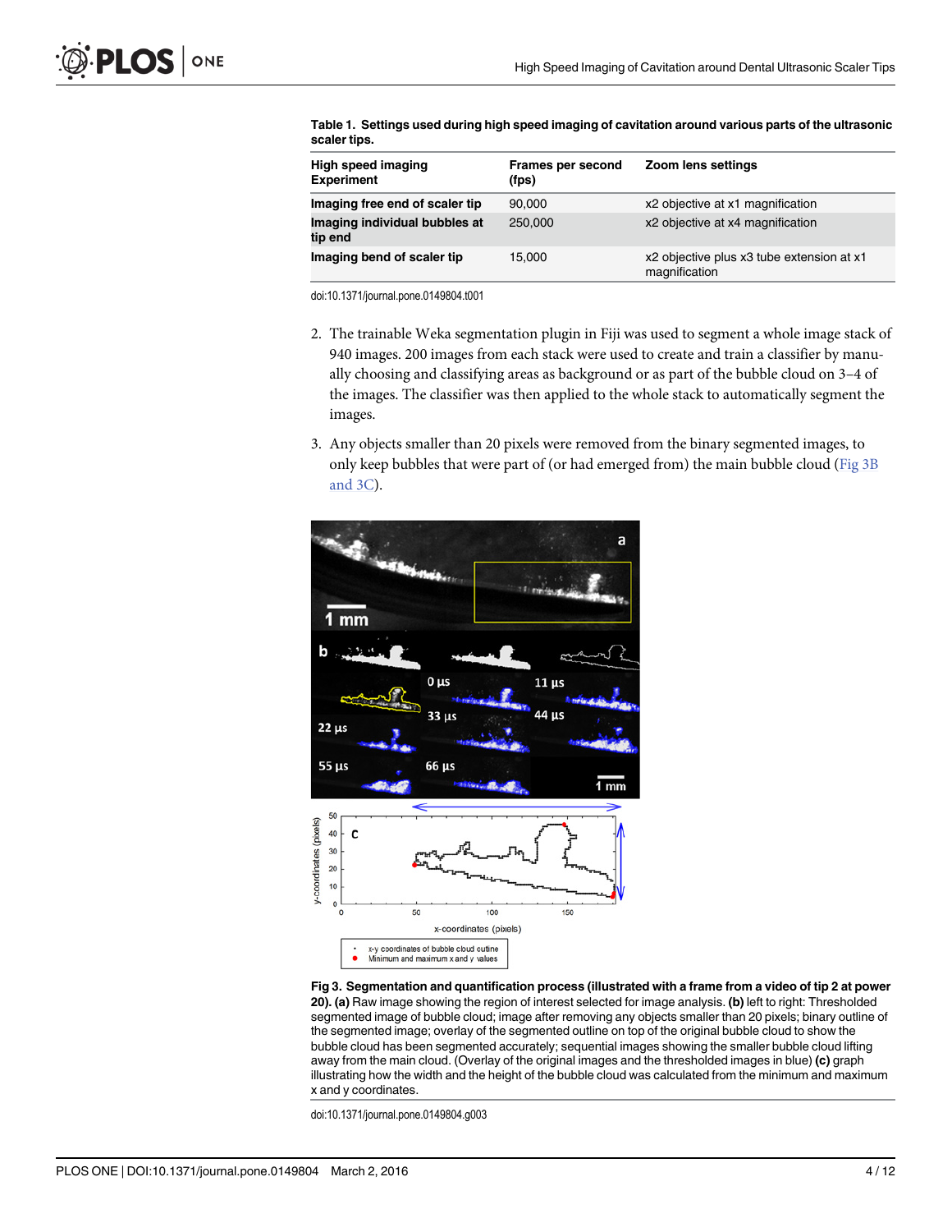**Table 1. Settings used during high speed imaging of cavitation around various parts of the ultrasonic scaler tips.**

| High speed imaging Experiment | Frames per second (fps) | Zoom lens settings |
|---|---|---|
| Imaging free end of scaler tip | 90,000 | x2 objective at x1 magnification |
| Imaging individual bubbles at tip end | 250,000 | x2 objective at x4 magnification |
| Imaging bend of scaler tip | 15,000 | x2 objective plus x3 tube extension at x1 magnification |

doi:10.1371/journal.pone.0149804.t001

2. The trainable Weka segmentation plugin in Fiji was used to segment a whole image stack of 940 images. 200 images from each stack were used to create and train a classifier by manually choosing and classifying areas as background or as part of the bubble cloud on 3–4 of the images. The classifier was then applied to the whole stack to automatically segment the images.

3. Any objects smaller than 20 pixels were removed from the binary segmented images, to only keep bubbles that were part of (or had emerged from) the main bubble cloud (Fig 3B and 3C).

**Fig 3. Segmentation and quantification process (illustrated with a frame from a video of tip 2 at power 20). (a)** Raw image showing the region of interest selected for image analysis. **(b)** left to right: Thresholded segmented image of bubble cloud; image after removing any objects smaller than 20 pixels; binary outline of the segmented image; overlay of the segmented outline on top of the original bubble cloud to show the bubble cloud has been segmented accurately; sequential images showing the smaller bubble cloud lifting away from the main cloud. (Overlay of the original images and the thresholded images in blue) **(c)** graph illustrating how the width and the height of the bubble cloud was calculated from the minimum and maximum x and y coordinates.

doi:10.1371/journal.pone.0149804.g003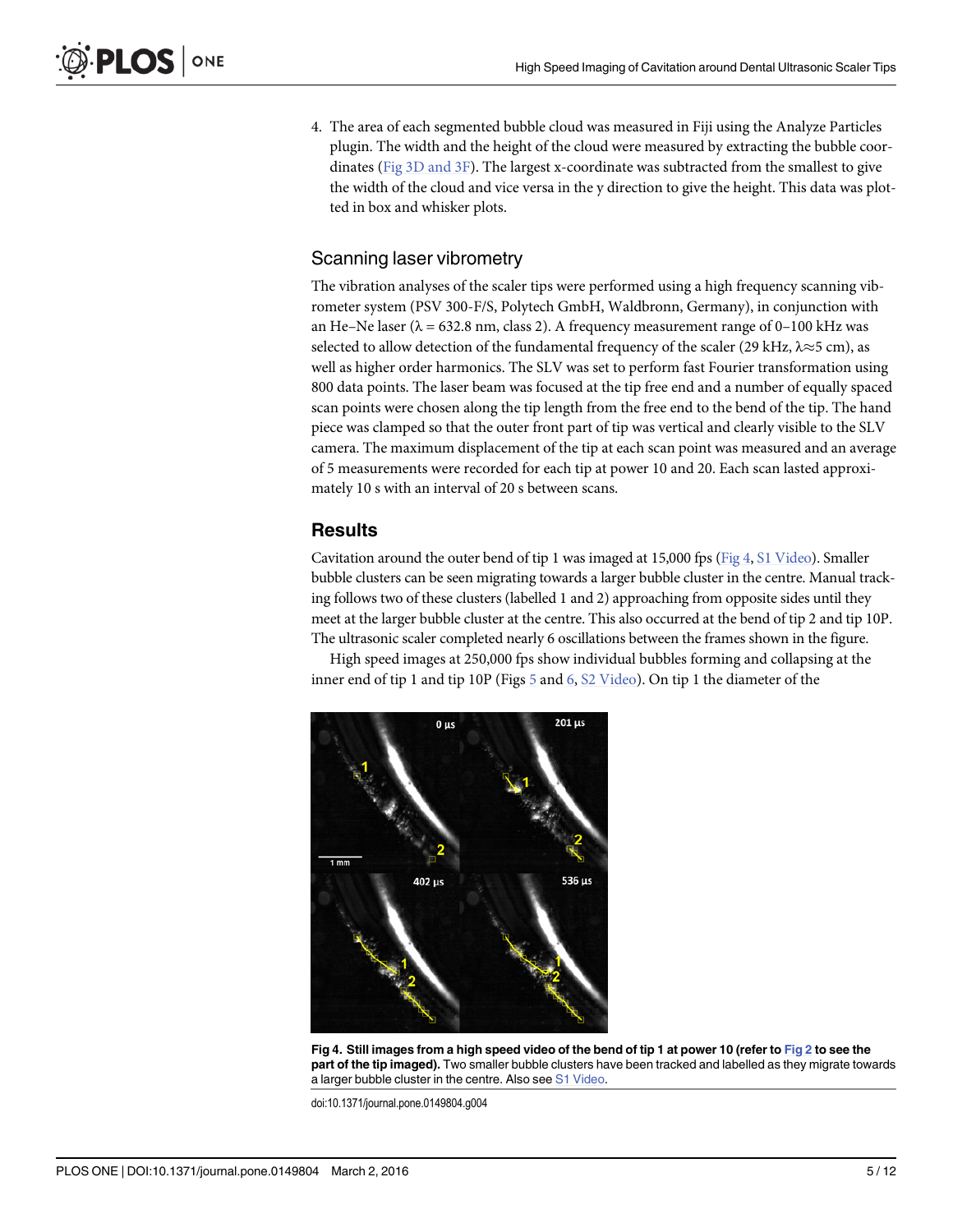4. The area of each segmented bubble cloud was measured in Fiji using the Analyze Particles plugin. The width and the height of the cloud were measured by extracting the bubble coordinates (Fig 3D and 3F). The largest x-coordinate was subtracted from the smallest to give the width of the cloud and vice versa in the y direction to give the height. This data was plotted in box and whisker plots.

### Scanning laser vibrometry

The vibration analyses of the scaler tips were performed using a high frequency scanning vibrometer system (PSV 300-F/S, Polytech GmbH, Waldbronn, Germany), in conjunction with an He–Ne laser ($\lambda$ = 632.8 nm, class 2). A frequency measurement range of 0–100 kHz was selected to allow detection of the fundamental frequency of the scaler (29 kHz, $\lambda \approx 5$ cm), as well as higher order harmonics. The SLV was set to perform fast Fourier transformation using 800 data points. The laser beam was focused at the tip free end and a number of equally spaced scan points were chosen along the tip length from the free end to the bend of the tip. The hand piece was clamped so that the outer front part of tip was vertical and clearly visible to the SLV camera. The maximum displacement of the tip at each scan point was measured and an average of 5 measurements were recorded for each tip at power 10 and 20. Each scan lasted approximately 10 s with an interval of 20 s between scans.

## Results

Cavitation around the outer bend of tip 1 was imaged at 15,000 fps (Fig 4, S1 Video). Smaller bubble clusters can be seen migrating towards a larger bubble cluster in the centre. Manual tracking follows two of these clusters (labelled 1 and 2) approaching from opposite sides until they meet at the larger bubble cluster at the centre. This also occurred at the bend of tip 2 and tip 10P. The ultrasonic scaler completed nearly 6 oscillations between the frames shown in the figure.

High speed images at 250,000 fps show individual bubbles forming and collapsing at the inner end of tip 1 and tip 10P (Figs 5 and 6, S2 Video). On tip 1 the diameter of the

**Fig 4. Still images from a high speed video of the bend of tip 1 at power 10 (refer to Fig 2 to see the part of the tip imaged).** Two smaller bubble clusters have been tracked and labelled as they migrate towards a larger bubble cluster in the centre. Also see S1 Video.

doi:10.1371/journal.pone.0149804.g004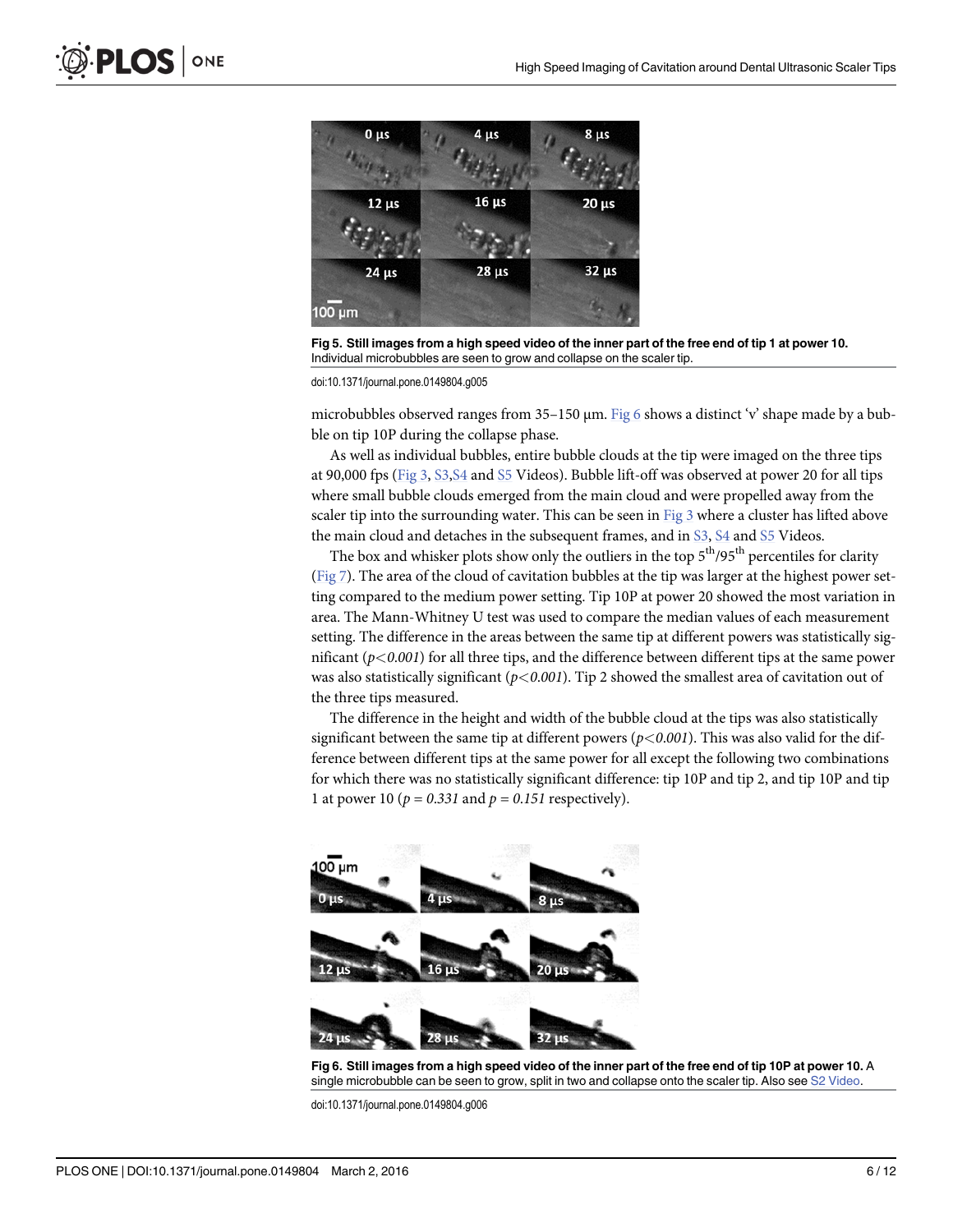Fig 5. Still images from a high speed video of the inner part of the free end of tip 1 at power 10. Individual microbubbles are seen to grow and collapse on the scaler tip.

doi:10.1371/journal.pone.0149804.g005

microbubbles observed ranges from 35–150 μm. Fig 6 shows a distinct 'v' shape made by a bubble on tip 10P during the collapse phase.

As well as individual bubbles, entire bubble clouds at the tip were imaged on the three tips at 90,000 fps (Fig 3, S3,S4 and S5 Videos). Bubble lift-off was observed at power 20 for all tips where small bubble clouds emerged from the main cloud and were propelled away from the scaler tip into the surrounding water. This can be seen in Fig 3 where a cluster has lifted above the main cloud and detaches in the subsequent frames, and in S3, S4 and S5 Videos.

The box and whisker plots show only the outliers in the top $5^{th}/95^{th}$ percentiles for clarity (Fig 7). The area of the cloud of cavitation bubbles at the tip was larger at the highest power setting compared to the medium power setting. Tip 10P at power 20 showed the most variation in area. The Mann-Whitney U test was used to compare the median values of each measurement setting. The difference in the areas between the same tip at different powers was statistically significant ($p < 0.001$) for all three tips, and the difference between different tips at the same power was also statistically significant ($p < 0.001$). Tip 2 showed the smallest area of cavitation out of the three tips measured.

The difference in the height and width of the bubble cloud at the tips was also statistically significant between the same tip at different powers ($p < 0.001$). This was also valid for the difference between different tips at the same power for all except the following two combinations for which there was no statistically significant difference: tip 10P and tip 2, and tip 10P and tip 1 at power 10 ($p = 0.331$ and $p = 0.151$ respectively).

Fig 6. Still images from a high speed video of the inner part of the free end of tip 10P at power 10. A single microbubble can be seen to grow, split in two and collapse onto the scaler tip. Also see S2 Video.

doi:10.1371/journal.pone.0149804.g006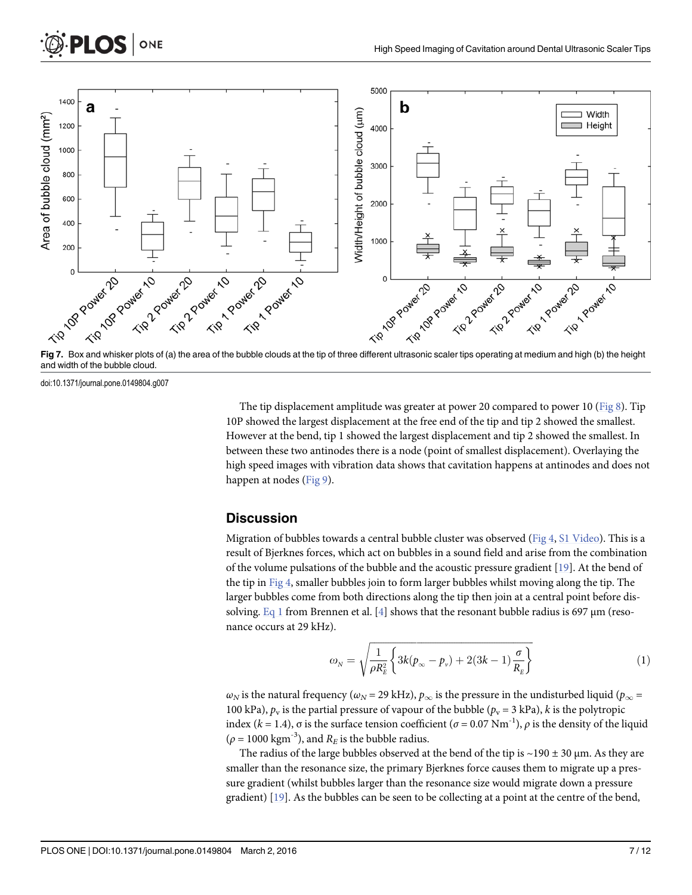Fig 7. Box and whisker plots of (a) the area of the bubble clouds at the tip of three different ultrasonic scaler tips operating at medium and high (b) the height and width of the bubble cloud.

doi:10.1371/journal.pone.0149804.g007

The tip displacement amplitude was greater at power 20 compared to power 10 (Fig 8). Tip 10P showed the largest displacement at the free end of the tip and tip 2 showed the smallest. However at the bend, tip 1 showed the largest displacement and tip 2 showed the smallest. In between these two antinodes there is a node (point of smallest displacement). Overlaying the high speed images with vibration data shows that cavitation happens at antinodes and does not happen at nodes (Fig 9).

## Discussion

Migration of bubbles towards a central bubble cluster was observed (Fig 4, S1 Video). This is a result of Bjerknes forces, which act on bubbles in a sound field and arise from the combination of the volume pulsations of the bubble and the acoustic pressure gradient [19]. At the bend of the tip in Fig 4, smaller bubbles join to form larger bubbles whilst moving along the tip. The larger bubbles come from both directions along the tip then join at a central point before dissolving. Eq 1 from Brennen et al. [4] shows that the resonant bubble radius is 697 μm (resonance occurs at 29 kHz).

$$\omega_N = \sqrt{\frac{1}{\rho R_E^2}\left\{3k(p_\infty - p_v) + 2(3k-1)\frac{\sigma}{R_E}\right\}} \tag{1}$$

$\omega_N$ is the natural frequency ($\omega_N$ = 29 kHz), $p_\infty$ is the pressure in the undisturbed liquid ($p_\infty$ = 100 kPa), $p_v$ is the partial pressure of vapour of the bubble ($p_v$ = 3 kPa), $k$ is the polytropic index ($k$ = 1.4), $\sigma$ is the surface tension coefficient ($\sigma$ = 0.07 $Nm^{-1}$), $\rho$ is the density of the liquid ($\rho$ = 1000 $kgm^{-3}$), and $R_E$ is the bubble radius.

The radius of the large bubbles observed at the bend of the tip is ~190 ± 30 μm. As they are smaller than the resonance size, the primary Bjerknes force causes them to migrate up a pressure gradient (whilst bubbles larger than the resonance size would migrate down a pressure gradient) [19]. As the bubbles can be seen to be collecting at a point at the centre of the bend,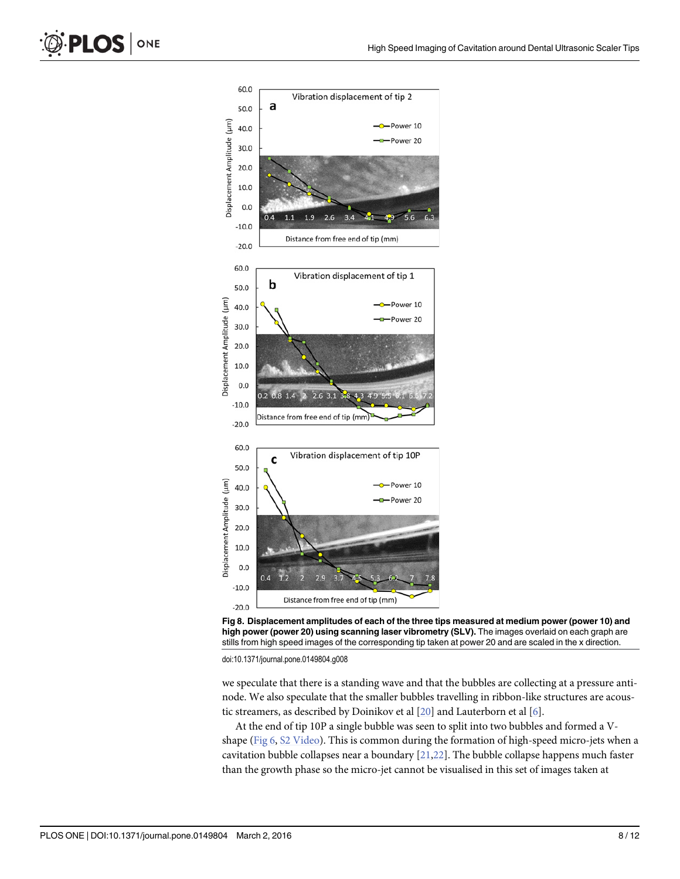Fig 8. Displacement amplitudes of each of the three tips measured at medium power (power 10) and high power (power 20) using scanning laser vibrometry (SLV). The images overlaid on each graph are stills from high speed images of the corresponding tip taken at power 20 and are scaled in the x direction.

doi:10.1371/journal.pone.0149804.g008

we speculate that there is a standing wave and that the bubbles are collecting at a pressure anti-node. We also speculate that the smaller bubbles travelling in ribbon-like structures are acoustic streamers, as described by Doinikov et al [20] and Lauterborn et al [6].

At the end of tip 10P a single bubble was seen to split into two bubbles and formed a V-shape (Fig 6, S2 Video). This is common during the formation of high-speed micro-jets when a cavitation bubble collapses near a boundary [21,22]. The bubble collapse happens much faster than the growth phase so the micro-jet cannot be visualised in this set of images taken at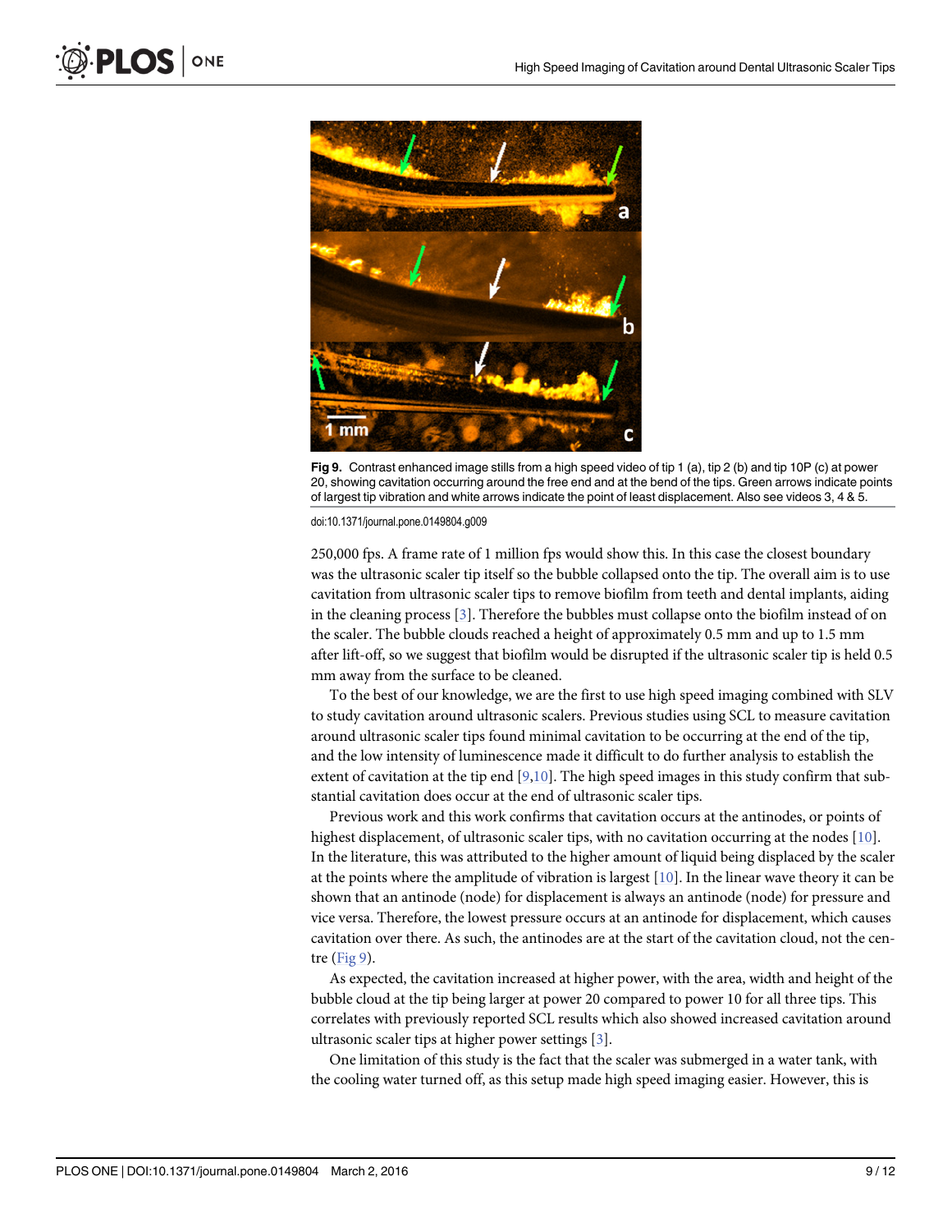**Fig 9.** Contrast enhanced image stills from a high speed video of tip 1 (a), tip 2 (b) and tip 10P (c) at power 20, showing cavitation occurring around the free end and at the bend of the tips. Green arrows indicate points of largest tip vibration and white arrows indicate the point of least displacement. Also see videos 3, 4 & 5.

doi:10.1371/journal.pone.0149804.g009

250,000 fps. A frame rate of 1 million fps would show this. In this case the closest boundary was the ultrasonic scaler tip itself so the bubble collapsed onto the tip. The overall aim is to use cavitation from ultrasonic scaler tips to remove biofilm from teeth and dental implants, aiding in the cleaning process [3]. Therefore the bubbles must collapse onto the biofilm instead of on the scaler. The bubble clouds reached a height of approximately 0.5 mm and up to 1.5 mm after lift-off, so we suggest that biofilm would be disrupted if the ultrasonic scaler tip is held 0.5 mm away from the surface to be cleaned.

To the best of our knowledge, we are the first to use high speed imaging combined with SLV to study cavitation around ultrasonic scalers. Previous studies using SCL to measure cavitation around ultrasonic scaler tips found minimal cavitation to be occurring at the end of the tip, and the low intensity of luminescence made it difficult to do further analysis to establish the extent of cavitation at the tip end [9,10]. The high speed images in this study confirm that substantial cavitation does occur at the end of ultrasonic scaler tips.

Previous work and this work confirms that cavitation occurs at the antinodes, or points of highest displacement, of ultrasonic scaler tips, with no cavitation occurring at the nodes [10]. In the literature, this was attributed to the higher amount of liquid being displaced by the scaler at the points where the amplitude of vibration is largest [10]. In the linear wave theory it can be shown that an antinode (node) for displacement is always an antinode (node) for pressure and vice versa. Therefore, the lowest pressure occurs at an antinode for displacement, which causes cavitation over there. As such, the antinodes are at the start of the cavitation cloud, not the centre (Fig 9).

As expected, the cavitation increased at higher power, with the area, width and height of the bubble cloud at the tip being larger at power 20 compared to power 10 for all three tips. This correlates with previously reported SCL results which also showed increased cavitation around ultrasonic scaler tips at higher power settings [3].

One limitation of this study is the fact that the scaler was submerged in a water tank, with the cooling water turned off, as this setup made high speed imaging easier. However, this is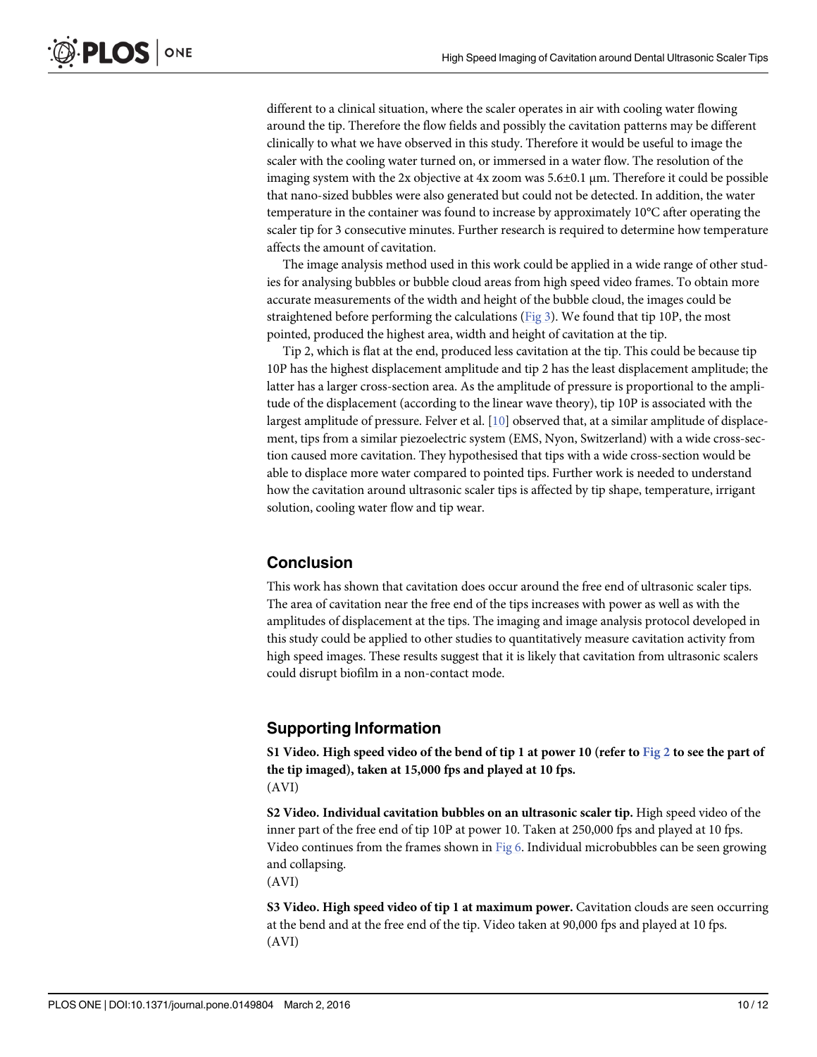different to a clinical situation, where the scaler operates in air with cooling water flowing around the tip. Therefore the flow fields and possibly the cavitation patterns may be different clinically to what we have observed in this study. Therefore it would be useful to image the scaler with the cooling water turned on, or immersed in a water flow. The resolution of the imaging system with the 2x objective at 4x zoom was 5.6±0.1 μm. Therefore it could be possible that nano-sized bubbles were also generated but could not be detected. In addition, the water temperature in the container was found to increase by approximately 10°C after operating the scaler tip for 3 consecutive minutes. Further research is required to determine how temperature affects the amount of cavitation.

The image analysis method used in this work could be applied in a wide range of other studies for analysing bubbles or bubble cloud areas from high speed video frames. To obtain more accurate measurements of the width and height of the bubble cloud, the images could be straightened before performing the calculations (Fig 3). We found that tip 10P, the most pointed, produced the highest area, width and height of cavitation at the tip.

Tip 2, which is flat at the end, produced less cavitation at the tip. This could be because tip 10P has the highest displacement amplitude and tip 2 has the least displacement amplitude; the latter has a larger cross-section area. As the amplitude of pressure is proportional to the amplitude of the displacement (according to the linear wave theory), tip 10P is associated with the largest amplitude of pressure. Felver et al. [10] observed that, at a similar amplitude of displacement, tips from a similar piezoelectric system (EMS, Nyon, Switzerland) with a wide cross-section caused more cavitation. They hypothesised that tips with a wide cross-section would be able to displace more water compared to pointed tips. Further work is needed to understand how the cavitation around ultrasonic scaler tips is affected by tip shape, temperature, irrigant solution, cooling water flow and tip wear.

## Conclusion

This work has shown that cavitation does occur around the free end of ultrasonic scaler tips. The area of cavitation near the free end of the tips increases with power as well as with the amplitudes of displacement at the tips. The imaging and image analysis protocol developed in this study could be applied to other studies to quantitatively measure cavitation activity from high speed images. These results suggest that it is likely that cavitation from ultrasonic scalers could disrupt biofilm in a non-contact mode.

## Supporting Information

**S1 Video. High speed video of the bend of tip 1 at power 10 (refer to Fig 2 to see the part of the tip imaged), taken at 15,000 fps and played at 10 fps.**
(AVI)

**S2 Video. Individual cavitation bubbles on an ultrasonic scaler tip.** High speed video of the inner part of the free end of tip 10P at power 10. Taken at 250,000 fps and played at 10 fps. Video continues from the frames shown in Fig 6. Individual microbubbles can be seen growing and collapsing.
(AVI)

**S3 Video. High speed video of tip 1 at maximum power.** Cavitation clouds are seen occurring at the bend and at the free end of the tip. Video taken at 90,000 fps and played at 10 fps.
(AVI)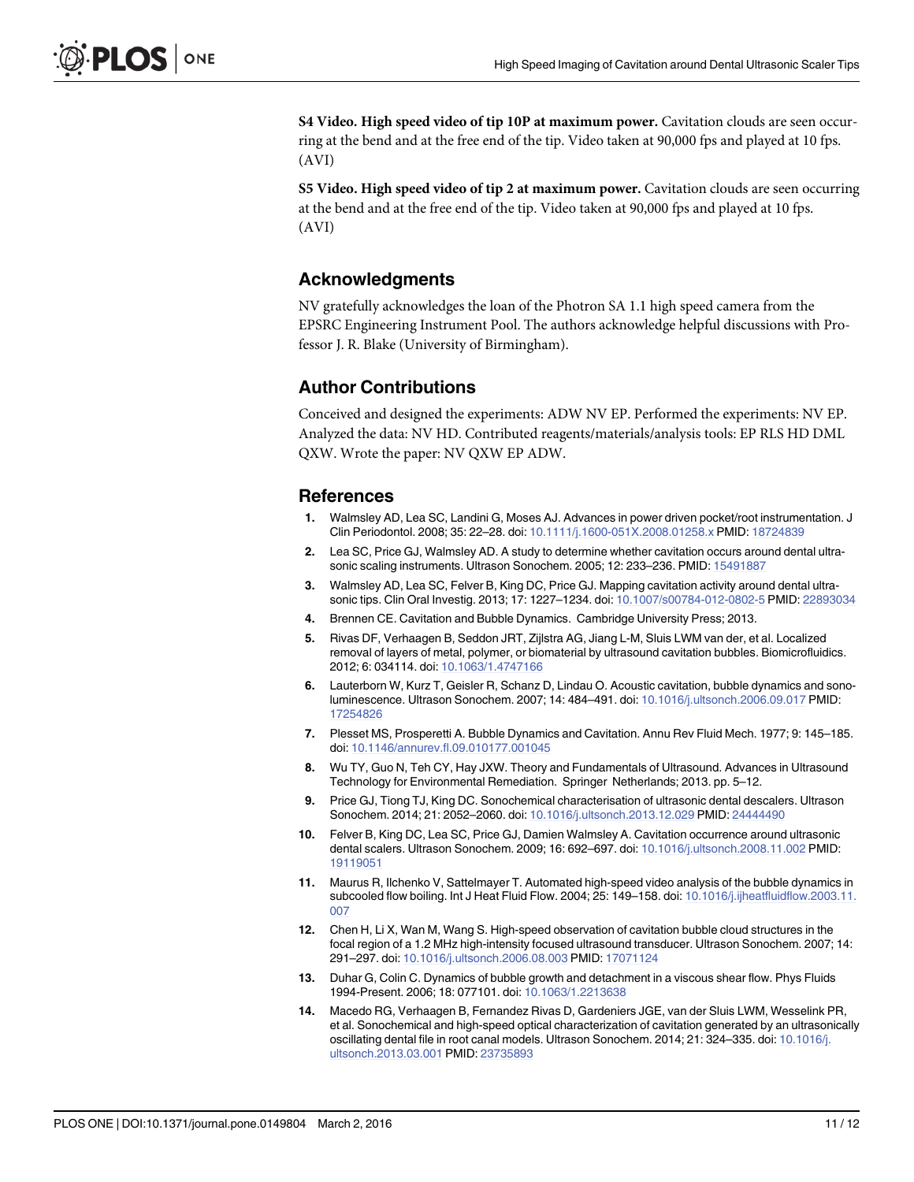**S4 Video. High speed video of tip 10P at maximum power.** Cavitation clouds are seen occurring at the bend and at the free end of the tip. Video taken at 90,000 fps and played at 10 fps. (AVI)

**S5 Video. High speed video of tip 2 at maximum power.** Cavitation clouds are seen occurring at the bend and at the free end of the tip. Video taken at 90,000 fps and played at 10 fps. (AVI)

## Acknowledgments

NV gratefully acknowledges the loan of the Photron SA 1.1 high speed camera from the EPSRC Engineering Instrument Pool. The authors acknowledge helpful discussions with Professor J. R. Blake (University of Birmingham).

## Author Contributions

Conceived and designed the experiments: ADW NV EP. Performed the experiments: NV EP. Analyzed the data: NV HD. Contributed reagents/materials/analysis tools: EP RLS HD DML QXW. Wrote the paper: NV QXW EP ADW.

## References

1. Walmsley AD, Lea SC, Landini G, Moses AJ. Advances in power driven pocket/root instrumentation. J Clin Periodontol. 2008; 35: 22–28. doi: 10.1111/j.1600-051X.2008.01258.x PMID: 18724839
2. Lea SC, Price GJ, Walmsley AD. A study to determine whether cavitation occurs around dental ultrasonic scaling instruments. Ultrason Sonochem. 2005; 12: 233–236. PMID: 15491887
3. Walmsley AD, Lea SC, Felver B, King DC, Price GJ. Mapping cavitation activity around dental ultrasonic tips. Clin Oral Investig. 2013; 17: 1227–1234. doi: 10.1007/s00784-012-0802-5 PMID: 22893034
4. Brennen CE. Cavitation and Bubble Dynamics. Cambridge University Press; 2013.
5. Rivas DF, Verhaagen B, Seddon JRT, Zijlstra AG, Jiang L-M, Sluis LWM van der, et al. Localized removal of layers of metal, polymer, or biomaterial by ultrasound cavitation bubbles. Biomicrofluidics. 2012; 6: 034114. doi: 10.1063/1.4747166
6. Lauterborn W, Kurz T, Geisler R, Schanz D, Lindau O. Acoustic cavitation, bubble dynamics and sonoluminescence. Ultrason Sonochem. 2007; 14: 484–491. doi: 10.1016/j.ultsonch.2006.09.017 PMID: 17254826
7. Plesset MS, Prosperetti A. Bubble Dynamics and Cavitation. Annu Rev Fluid Mech. 1977; 9: 145–185. doi: 10.1146/annurev.fl.09.010177.001045
8. Wu TY, Guo N, Teh CY, Hay JXW. Theory and Fundamentals of Ultrasound. Advances in Ultrasound Technology for Environmental Remediation. Springer Netherlands; 2013. pp. 5–12.
9. Price GJ, Tiong TJ, King DC. Sonochemical characterisation of ultrasonic dental descalers. Ultrason Sonochem. 2014; 21: 2052–2060. doi: 10.1016/j.ultsonch.2013.12.029 PMID: 24444490
10. Felver B, King DC, Lea SC, Price GJ, Damien Walmsley A. Cavitation occurrence around ultrasonic dental scalers. Ultrason Sonochem. 2009; 16: 692–697. doi: 10.1016/j.ultsonch.2008.11.002 PMID: 19119051
11. Maurus R, Ilchenko V, Sattelmayer T. Automated high-speed video analysis of the bubble dynamics in subcooled flow boiling. Int J Heat Fluid Flow. 2004; 25: 149–158. doi: 10.1016/j.ijheatfluidflow.2003.11.007
12. Chen H, Li X, Wan M, Wang S. High-speed observation of cavitation bubble cloud structures in the focal region of a 1.2 MHz high-intensity focused ultrasound transducer. Ultrason Sonochem. 2007; 14: 291–297. doi: 10.1016/j.ultsonch.2006.08.003 PMID: 17071124
13. Duhar G, Colin C. Dynamics of bubble growth and detachment in a viscous shear flow. Phys Fluids 1994-Present. 2006; 18: 077101. doi: 10.1063/1.2213638
14. Macedo RG, Verhaagen B, Fernandez Rivas D, Gardeniers JGE, van der Sluis LWM, Wesselink PR, et al. Sonochemical and high-speed optical characterization of cavitation generated by an ultrasonically oscillating dental file in root canal models. Ultrason Sonochem. 2014; 21: 324–335. doi: 10.1016/j.ultsonch.2013.03.001 PMID: 23735893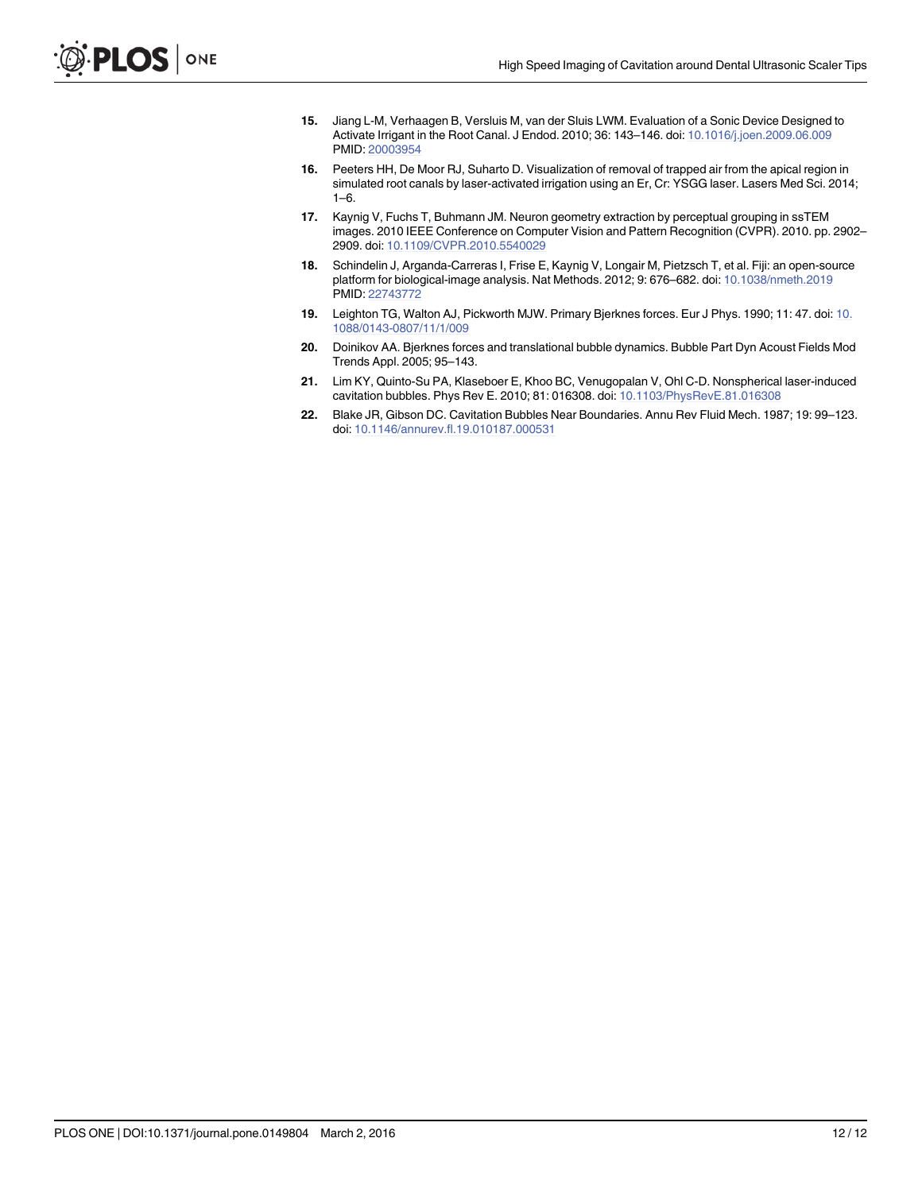15. Jiang L-M, Verhaagen B, Versluis M, van der Sluis LWM. Evaluation of a Sonic Device Designed to Activate Irrigant in the Root Canal. J Endod. 2010; 36: 143–146. doi: 10.1016/j.joen.2009.06.009 PMID: 20003954

16. Peeters HH, De Moor RJ, Suharto D. Visualization of removal of trapped air from the apical region in simulated root canals by laser-activated irrigation using an Er, Cr: YSGG laser. Lasers Med Sci. 2014; 1–6.

17. Kaynig V, Fuchs T, Buhmann JM. Neuron geometry extraction by perceptual grouping in ssTEM images. 2010 IEEE Conference on Computer Vision and Pattern Recognition (CVPR). 2010. pp. 2902–2909. doi: 10.1109/CVPR.2010.5540029

18. Schindelin J, Arganda-Carreras I, Frise E, Kaynig V, Longair M, Pietzsch T, et al. Fiji: an open-source platform for biological-image analysis. Nat Methods. 2012; 9: 676–682. doi: 10.1038/nmeth.2019 PMID: 22743772

19. Leighton TG, Walton AJ, Pickworth MJW. Primary Bjerknes forces. Eur J Phys. 1990; 11: 47. doi: 10.1088/0143-0807/11/1/009

20. Doinikov AA. Bjerknes forces and translational bubble dynamics. Bubble Part Dyn Acoust Fields Mod Trends Appl. 2005; 95–143.

21. Lim KY, Quinto-Su PA, Klaseboer E, Khoo BC, Venugopalan V, Ohl C-D. Nonspherical laser-induced cavitation bubbles. Phys Rev E. 2010; 81: 016308. doi: 10.1103/PhysRevE.81.016308

22. Blake JR, Gibson DC. Cavitation Bubbles Near Boundaries. Annu Rev Fluid Mech. 1987; 19: 99–123. doi: 10.1146/annurev.fl.19.010187.000531